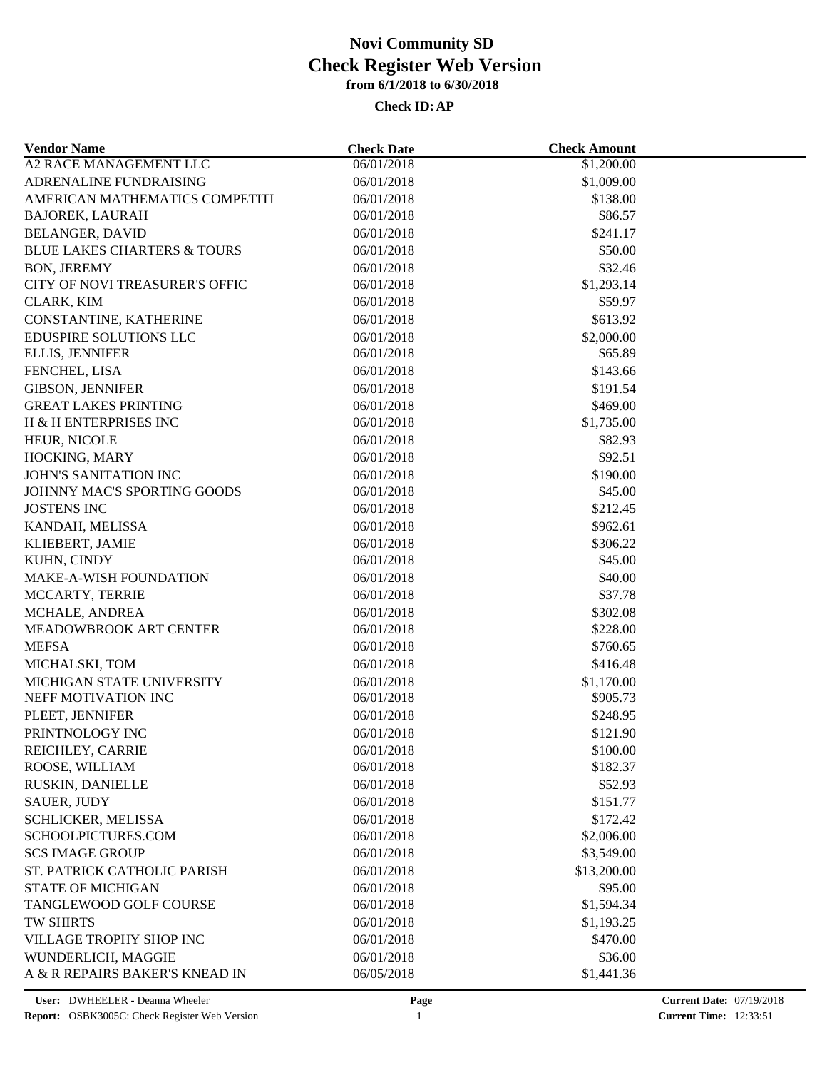# Novi Community SD
## Check Register Web Version
### from 6/1/2018 to 6/30/2018
**Check ID: AP**

| Vendor Name | Check Date | Check Amount |
|---|---|---|
| A2 RACE MANAGEMENT LLC | 06/01/2018 | $1,200.00 |
| ADRENALINE FUNDRAISING | 06/01/2018 | $1,009.00 |
| AMERICAN MATHEMATICS COMPETITI | 06/01/2018 | $138.00 |
| BAJOREK, LAURAH | 06/01/2018 | $86.57 |
| BELANGER, DAVID | 06/01/2018 | $241.17 |
| BLUE LAKES CHARTERS & TOURS | 06/01/2018 | $50.00 |
| BON, JEREMY | 06/01/2018 | $32.46 |
| CITY OF NOVI TREASURER'S OFFIC | 06/01/2018 | $1,293.14 |
| CLARK, KIM | 06/01/2018 | $59.97 |
| CONSTANTINE, KATHERINE | 06/01/2018 | $613.92 |
| EDUSPIRE SOLUTIONS LLC | 06/01/2018 | $2,000.00 |
| ELLIS, JENNIFER | 06/01/2018 | $65.89 |
| FENCHEL, LISA | 06/01/2018 | $143.66 |
| GIBSON, JENNIFER | 06/01/2018 | $191.54 |
| GREAT LAKES PRINTING | 06/01/2018 | $469.00 |
| H & H ENTERPRISES INC | 06/01/2018 | $1,735.00 |
| HEUR, NICOLE | 06/01/2018 | $82.93 |
| HOCKING, MARY | 06/01/2018 | $92.51 |
| JOHN'S SANITATION INC | 06/01/2018 | $190.00 |
| JOHNNY MAC'S SPORTING GOODS | 06/01/2018 | $45.00 |
| JOSTENS INC | 06/01/2018 | $212.45 |
| KANDAH, MELISSA | 06/01/2018 | $962.61 |
| KLIEBERT, JAMIE | 06/01/2018 | $306.22 |
| KUHN, CINDY | 06/01/2018 | $45.00 |
| MAKE-A-WISH FOUNDATION | 06/01/2018 | $40.00 |
| MCCARTY, TERRIE | 06/01/2018 | $37.78 |
| MCHALE, ANDREA | 06/01/2018 | $302.08 |
| MEADOWBROOK ART CENTER | 06/01/2018 | $228.00 |
| MEFSA | 06/01/2018 | $760.65 |
| MICHALSKI, TOM | 06/01/2018 | $416.48 |
| MICHIGAN STATE UNIVERSITY | 06/01/2018 | $1,170.00 |
| NEFF MOTIVATION INC | 06/01/2018 | $905.73 |
| PLEET, JENNIFER | 06/01/2018 | $248.95 |
| PRINTNOLOGY INC | 06/01/2018 | $121.90 |
| REICHLEY, CARRIE | 06/01/2018 | $100.00 |
| ROOSE, WILLIAM | 06/01/2018 | $182.37 |
| RUSKIN, DANIELLE | 06/01/2018 | $52.93 |
| SAUER, JUDY | 06/01/2018 | $151.77 |
| SCHLICKER, MELISSA | 06/01/2018 | $172.42 |
| SCHOOLPICTURES.COM | 06/01/2018 | $2,006.00 |
| SCS IMAGE GROUP | 06/01/2018 | $3,549.00 |
| ST. PATRICK CATHOLIC PARISH | 06/01/2018 | $13,200.00 |
| STATE OF MICHIGAN | 06/01/2018 | $95.00 |
| TANGLEWOOD GOLF COURSE | 06/01/2018 | $1,594.34 |
| TW SHIRTS | 06/01/2018 | $1,193.25 |
| VILLAGE TROPHY SHOP INC | 06/01/2018 | $470.00 |
| WUNDERLICH, MAGGIE | 06/01/2018 | $36.00 |
| A & R REPAIRS BAKER'S KNEAD IN | 06/05/2018 | $1,441.36 |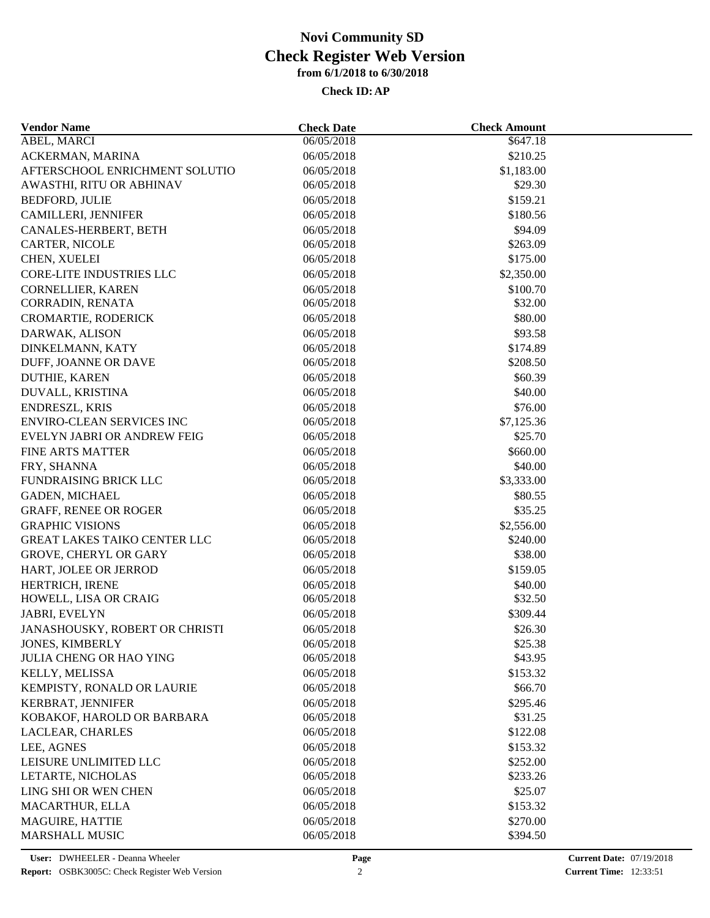# Novi Community SD
## Check Register Web Version
### from 6/1/2018 to 6/30/2018
**Check ID: AP**

| Vendor Name | Check Date | Check Amount |
|---|---|---|
| ABEL, MARCI | 06/05/2018 | $647.18 |
| ACKERMAN, MARINA | 06/05/2018 | $210.25 |
| AFTERSCHOOL ENRICHMENT SOLUTIO | 06/05/2018 | $1,183.00 |
| AWASTHI, RITU OR ABHINAV | 06/05/2018 | $29.30 |
| BEDFORD, JULIE | 06/05/2018 | $159.21 |
| CAMILLERI, JENNIFER | 06/05/2018 | $180.56 |
| CANALES-HERBERT, BETH | 06/05/2018 | $94.09 |
| CARTER, NICOLE | 06/05/2018 | $263.09 |
| CHEN, XUELEI | 06/05/2018 | $175.00 |
| CORE-LITE INDUSTRIES LLC | 06/05/2018 | $2,350.00 |
| CORNELLIER, KAREN | 06/05/2018 | $100.70 |
| CORRADIN, RENATA | 06/05/2018 | $32.00 |
| CROMARTIE, RODERICK | 06/05/2018 | $80.00 |
| DARWAK, ALISON | 06/05/2018 | $93.58 |
| DINKELMANN, KATY | 06/05/2018 | $174.89 |
| DUFF, JOANNE OR DAVE | 06/05/2018 | $208.50 |
| DUTHIE, KAREN | 06/05/2018 | $60.39 |
| DUVALL, KRISTINA | 06/05/2018 | $40.00 |
| ENDRESZL, KRIS | 06/05/2018 | $76.00 |
| ENVIRO-CLEAN SERVICES INC | 06/05/2018 | $7,125.36 |
| EVELYN JABRI OR ANDREW FEIG | 06/05/2018 | $25.70 |
| FINE ARTS MATTER | 06/05/2018 | $660.00 |
| FRY, SHANNA | 06/05/2018 | $40.00 |
| FUNDRAISING BRICK LLC | 06/05/2018 | $3,333.00 |
| GADEN, MICHAEL | 06/05/2018 | $80.55 |
| GRAFF, RENEE OR ROGER | 06/05/2018 | $35.25 |
| GRAPHIC VISIONS | 06/05/2018 | $2,556.00 |
| GREAT LAKES TAIKO CENTER LLC | 06/05/2018 | $240.00 |
| GROVE, CHERYL OR GARY | 06/05/2018 | $38.00 |
| HART, JOLEE OR JERROD | 06/05/2018 | $159.05 |
| HERTRICH, IRENE | 06/05/2018 | $40.00 |
| HOWELL, LISA OR CRAIG | 06/05/2018 | $32.50 |
| JABRI, EVELYN | 06/05/2018 | $309.44 |
| JANASHOUSKY, ROBERT OR CHRISTI | 06/05/2018 | $26.30 |
| JONES, KIMBERLY | 06/05/2018 | $25.38 |
| JULIA CHENG OR HAO YING | 06/05/2018 | $43.95 |
| KELLY, MELISSA | 06/05/2018 | $153.32 |
| KEMPISTY, RONALD OR LAURIE | 06/05/2018 | $66.70 |
| KERBRAT, JENNIFER | 06/05/2018 | $295.46 |
| KOBAKOF, HAROLD OR BARBARA | 06/05/2018 | $31.25 |
| LACLEAR, CHARLES | 06/05/2018 | $122.08 |
| LEE, AGNES | 06/05/2018 | $153.32 |
| LEISURE UNLIMITED LLC | 06/05/2018 | $252.00 |
| LETARTE, NICHOLAS | 06/05/2018 | $233.26 |
| LING SHI OR WEN CHEN | 06/05/2018 | $25.07 |
| MACARTHUR, ELLA | 06/05/2018 | $153.32 |
| MAGUIRE, HATTIE | 06/05/2018 | $270.00 |
| MARSHALL MUSIC | 06/05/2018 | $394.50 |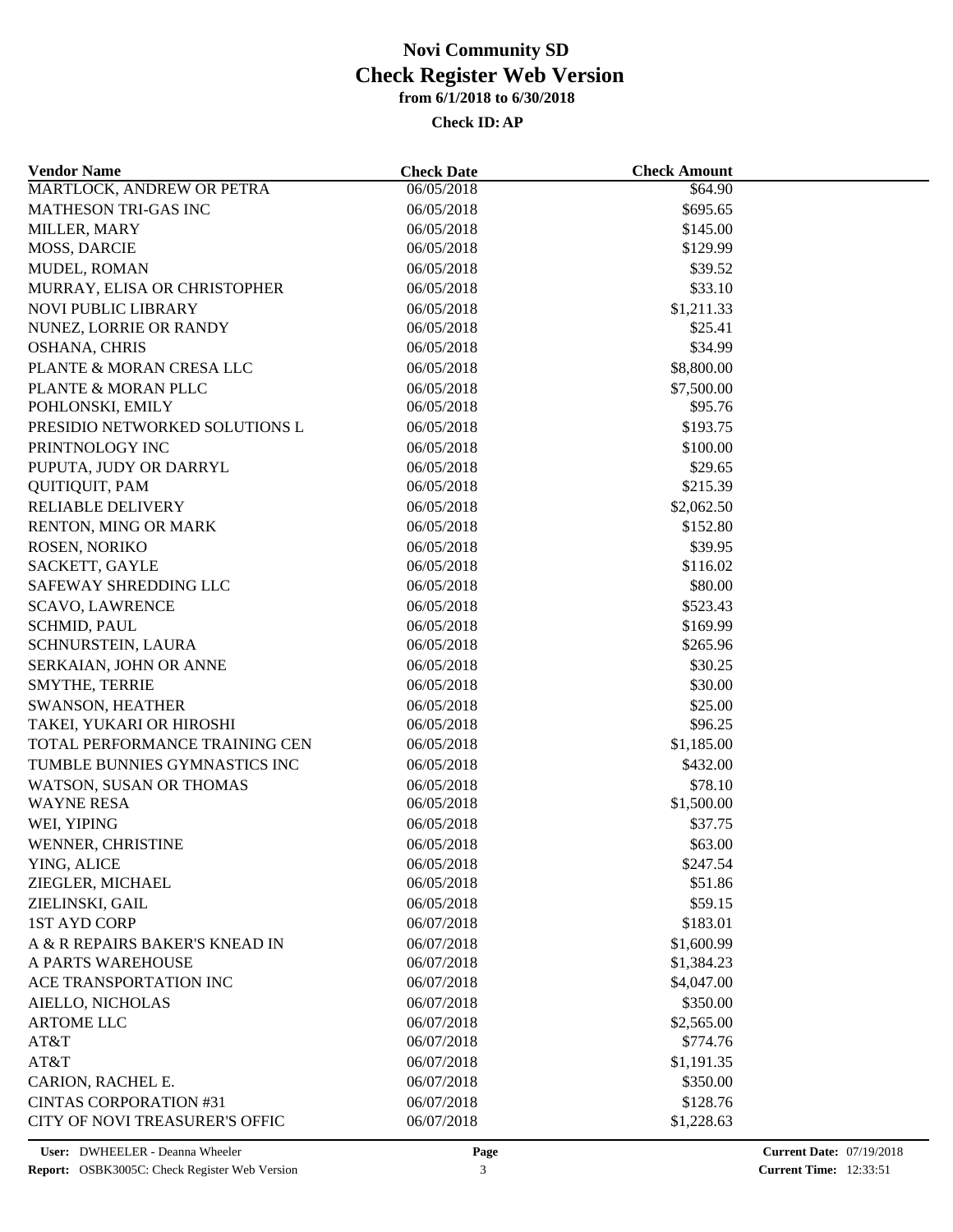# Novi Community SD
## Check Register Web Version
### from 6/1/2018 to 6/30/2018
**Check ID: AP**

| Vendor Name | Check Date | Check Amount |
|---|---|---|
| MARTLOCK, ANDREW OR PETRA | 06/05/2018 | $64.90 |
| MATHESON TRI-GAS INC | 06/05/2018 | $695.65 |
| MILLER, MARY | 06/05/2018 | $145.00 |
| MOSS, DARCIE | 06/05/2018 | $129.99 |
| MUDEL, ROMAN | 06/05/2018 | $39.52 |
| MURRAY, ELISA OR CHRISTOPHER | 06/05/2018 | $33.10 |
| NOVI PUBLIC LIBRARY | 06/05/2018 | $1,211.33 |
| NUNEZ, LORRIE OR RANDY | 06/05/2018 | $25.41 |
| OSHANA, CHRIS | 06/05/2018 | $34.99 |
| PLANTE & MORAN CRESA LLC | 06/05/2018 | $8,800.00 |
| PLANTE & MORAN PLLC | 06/05/2018 | $7,500.00 |
| POHLONSKI, EMILY | 06/05/2018 | $95.76 |
| PRESIDIO NETWORKED SOLUTIONS L | 06/05/2018 | $193.75 |
| PRINTNOLOGY INC | 06/05/2018 | $100.00 |
| PUPUTA, JUDY OR DARRYL | 06/05/2018 | $29.65 |
| QUITIQUIT, PAM | 06/05/2018 | $215.39 |
| RELIABLE DELIVERY | 06/05/2018 | $2,062.50 |
| RENTON, MING OR MARK | 06/05/2018 | $152.80 |
| ROSEN, NORIKO | 06/05/2018 | $39.95 |
| SACKETT, GAYLE | 06/05/2018 | $116.02 |
| SAFEWAY SHREDDING LLC | 06/05/2018 | $80.00 |
| SCAVO, LAWRENCE | 06/05/2018 | $523.43 |
| SCHMID, PAUL | 06/05/2018 | $169.99 |
| SCHNURSTEIN, LAURA | 06/05/2018 | $265.96 |
| SERKAIAN, JOHN OR ANNE | 06/05/2018 | $30.25 |
| SMYTHE, TERRIE | 06/05/2018 | $30.00 |
| SWANSON, HEATHER | 06/05/2018 | $25.00 |
| TAKEI, YUKARI OR HIROSHI | 06/05/2018 | $96.25 |
| TOTAL PERFORMANCE TRAINING CEN | 06/05/2018 | $1,185.00 |
| TUMBLE BUNNIES GYMNASTICS INC | 06/05/2018 | $432.00 |
| WATSON, SUSAN OR THOMAS | 06/05/2018 | $78.10 |
| WAYNE RESA | 06/05/2018 | $1,500.00 |
| WEI, YIPING | 06/05/2018 | $37.75 |
| WENNER, CHRISTINE | 06/05/2018 | $63.00 |
| YING, ALICE | 06/05/2018 | $247.54 |
| ZIEGLER, MICHAEL | 06/05/2018 | $51.86 |
| ZIELINSKI, GAIL | 06/05/2018 | $59.15 |
| 1ST AYD CORP | 06/07/2018 | $183.01 |
| A & R REPAIRS BAKER'S KNEAD IN | 06/07/2018 | $1,600.99 |
| A PARTS WAREHOUSE | 06/07/2018 | $1,384.23 |
| ACE TRANSPORTATION INC | 06/07/2018 | $4,047.00 |
| AIELLO, NICHOLAS | 06/07/2018 | $350.00 |
| ARTOME LLC | 06/07/2018 | $2,565.00 |
| AT&T | 06/07/2018 | $774.76 |
| AT&T | 06/07/2018 | $1,191.35 |
| CARION, RACHEL E. | 06/07/2018 | $350.00 |
| CINTAS CORPORATION #31 | 06/07/2018 | $128.76 |
| CITY OF NOVI TREASURER'S OFFIC | 06/07/2018 | $1,228.63 |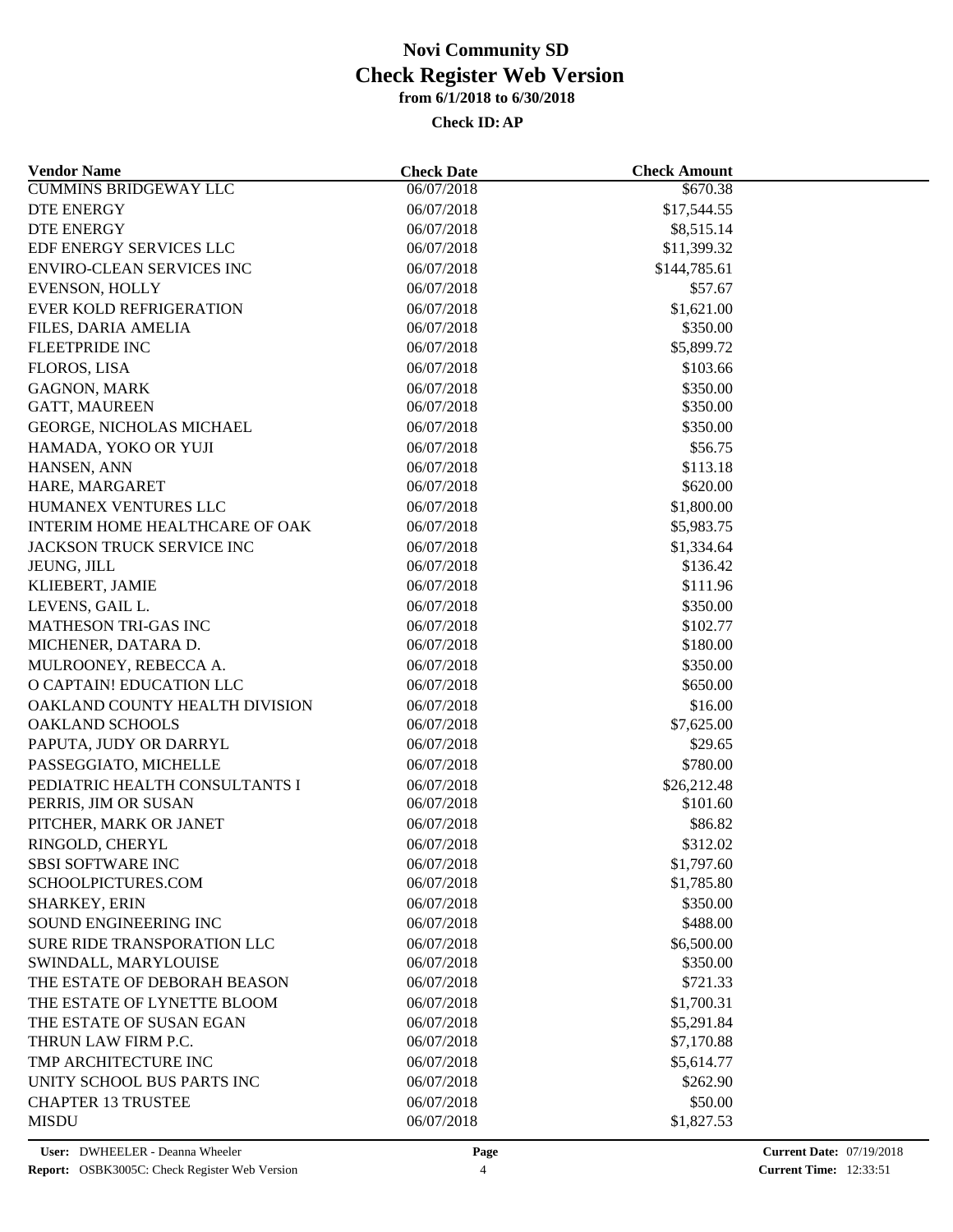# Novi Community SD
## Check Register Web Version
### from 6/1/2018 to 6/30/2018

**Check ID: AP**

| Vendor Name | Check Date | Check Amount |
|---|---|---|
| CUMMINS BRIDGEWAY LLC | 06/07/2018 | $670.38 |
| DTE ENERGY | 06/07/2018 | $17,544.55 |
| DTE ENERGY | 06/07/2018 | $8,515.14 |
| EDF ENERGY SERVICES LLC | 06/07/2018 | $11,399.32 |
| ENVIRO-CLEAN SERVICES INC | 06/07/2018 | $144,785.61 |
| EVENSON, HOLLY | 06/07/2018 | $57.67 |
| EVER KOLD REFRIGERATION | 06/07/2018 | $1,621.00 |
| FILES, DARIA AMELIA | 06/07/2018 | $350.00 |
| FLEETPRIDE INC | 06/07/2018 | $5,899.72 |
| FLOROS, LISA | 06/07/2018 | $103.66 |
| GAGNON, MARK | 06/07/2018 | $350.00 |
| GATT, MAUREEN | 06/07/2018 | $350.00 |
| GEORGE, NICHOLAS MICHAEL | 06/07/2018 | $350.00 |
| HAMADA, YOKO OR YUJI | 06/07/2018 | $56.75 |
| HANSEN, ANN | 06/07/2018 | $113.18 |
| HARE, MARGARET | 06/07/2018 | $620.00 |
| HUMANEX VENTURES LLC | 06/07/2018 | $1,800.00 |
| INTERIM HOME HEALTHCARE OF OAK | 06/07/2018 | $5,983.75 |
| JACKSON TRUCK SERVICE INC | 06/07/2018 | $1,334.64 |
| JEUNG, JILL | 06/07/2018 | $136.42 |
| KLIEBERT, JAMIE | 06/07/2018 | $111.96 |
| LEVENS, GAIL L. | 06/07/2018 | $350.00 |
| MATHESON TRI-GAS INC | 06/07/2018 | $102.77 |
| MICHENER, DATARA D. | 06/07/2018 | $180.00 |
| MULROONEY, REBECCA A. | 06/07/2018 | $350.00 |
| O CAPTAIN! EDUCATION LLC | 06/07/2018 | $650.00 |
| OAKLAND COUNTY HEALTH DIVISION | 06/07/2018 | $16.00 |
| OAKLAND SCHOOLS | 06/07/2018 | $7,625.00 |
| PAPUTA, JUDY OR DARRYL | 06/07/2018 | $29.65 |
| PASSEGGIATO, MICHELLE | 06/07/2018 | $780.00 |
| PEDIATRIC HEALTH CONSULTANTS I | 06/07/2018 | $26,212.48 |
| PERRIS, JIM OR SUSAN | 06/07/2018 | $101.60 |
| PITCHER, MARK OR JANET | 06/07/2018 | $86.82 |
| RINGOLD, CHERYL | 06/07/2018 | $312.02 |
| SBSI SOFTWARE INC | 06/07/2018 | $1,797.60 |
| SCHOOLPICTURES.COM | 06/07/2018 | $1,785.80 |
| SHARKEY, ERIN | 06/07/2018 | $350.00 |
| SOUND ENGINEERING INC | 06/07/2018 | $488.00 |
| SURE RIDE TRANSPORATION LLC | 06/07/2018 | $6,500.00 |
| SWINDALL, MARYLOUISE | 06/07/2018 | $350.00 |
| THE ESTATE OF DEBORAH BEASON | 06/07/2018 | $721.33 |
| THE ESTATE OF LYNETTE BLOOM | 06/07/2018 | $1,700.31 |
| THE ESTATE OF SUSAN EGAN | 06/07/2018 | $5,291.84 |
| THRUN LAW FIRM P.C. | 06/07/2018 | $7,170.88 |
| TMP ARCHITECTURE INC | 06/07/2018 | $5,614.77 |
| UNITY SCHOOL BUS PARTS INC | 06/07/2018 | $262.90 |
| CHAPTER 13 TRUSTEE | 06/07/2018 | $50.00 |
| MISDU | 06/07/2018 | $1,827.53 |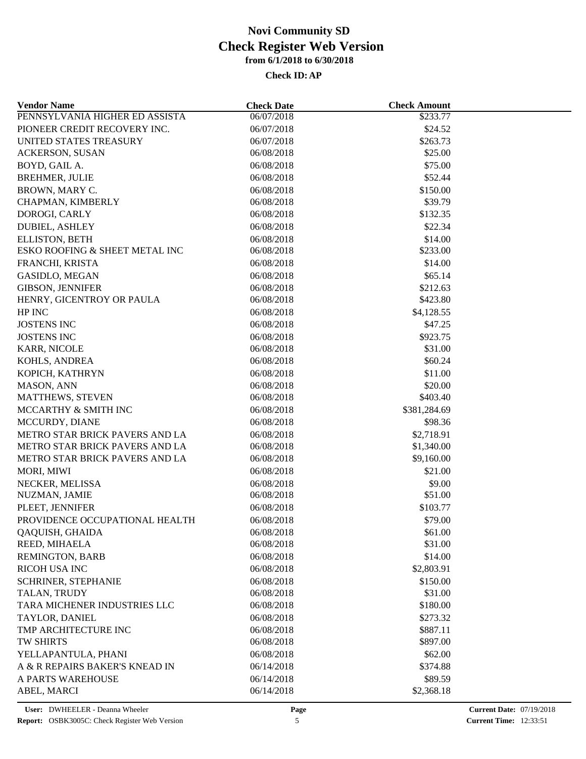# Novi Community SD
## Check Register Web Version
### from 6/1/2018 to 6/30/2018

**Check ID: AP**

| Vendor Name | Check Date | Check Amount |
|---|---|---|
| PENNSYLVANIA HIGHER ED ASSISTA | 06/07/2018 | $233.77 |
| PIONEER CREDIT RECOVERY INC. | 06/07/2018 | $24.52 |
| UNITED STATES TREASURY | 06/07/2018 | $263.73 |
| ACKERSON, SUSAN | 06/08/2018 | $25.00 |
| BOYD, GAIL A. | 06/08/2018 | $75.00 |
| BREHMER, JULIE | 06/08/2018 | $52.44 |
| BROWN, MARY C. | 06/08/2018 | $150.00 |
| CHAPMAN, KIMBERLY | 06/08/2018 | $39.79 |
| DOROGI, CARLY | 06/08/2018 | $132.35 |
| DUBIEL, ASHLEY | 06/08/2018 | $22.34 |
| ELLISTON, BETH | 06/08/2018 | $14.00 |
| ESKO ROOFING & SHEET METAL INC | 06/08/2018 | $233.00 |
| FRANCHI, KRISTA | 06/08/2018 | $14.00 |
| GASIDLO, MEGAN | 06/08/2018 | $65.14 |
| GIBSON, JENNIFER | 06/08/2018 | $212.63 |
| HENRY, GICENTROY OR PAULA | 06/08/2018 | $423.80 |
| HP INC | 06/08/2018 | $4,128.55 |
| JOSTENS INC | 06/08/2018 | $47.25 |
| JOSTENS INC | 06/08/2018 | $923.75 |
| KARR, NICOLE | 06/08/2018 | $31.00 |
| KOHLS, ANDREA | 06/08/2018 | $60.24 |
| KOPICH, KATHRYN | 06/08/2018 | $11.00 |
| MASON, ANN | 06/08/2018 | $20.00 |
| MATTHEWS, STEVEN | 06/08/2018 | $403.40 |
| MCCARTHY & SMITH INC | 06/08/2018 | $381,284.69 |
| MCCURDY, DIANE | 06/08/2018 | $98.36 |
| METRO STAR BRICK PAVERS AND LA | 06/08/2018 | $2,718.91 |
| METRO STAR BRICK PAVERS AND LA | 06/08/2018 | $1,340.00 |
| METRO STAR BRICK PAVERS AND LA | 06/08/2018 | $9,160.00 |
| MORI, MIWI | 06/08/2018 | $21.00 |
| NECKER, MELISSA | 06/08/2018 | $9.00 |
| NUZMAN, JAMIE | 06/08/2018 | $51.00 |
| PLEET, JENNIFER | 06/08/2018 | $103.77 |
| PROVIDENCE OCCUPATIONAL HEALTH | 06/08/2018 | $79.00 |
| QAQUISH, GHAIDA | 06/08/2018 | $61.00 |
| REED, MIHAELA | 06/08/2018 | $31.00 |
| REMINGTON, BARB | 06/08/2018 | $14.00 |
| RICOH USA INC | 06/08/2018 | $2,803.91 |
| SCHRINER, STEPHANIE | 06/08/2018 | $150.00 |
| TALAN, TRUDY | 06/08/2018 | $31.00 |
| TARA MICHENER INDUSTRIES LLC | 06/08/2018 | $180.00 |
| TAYLOR, DANIEL | 06/08/2018 | $273.32 |
| TMP ARCHITECTURE INC | 06/08/2018 | $887.11 |
| TW SHIRTS | 06/08/2018 | $897.00 |
| YELLAPANTULA, PHANI | 06/08/2018 | $62.00 |
| A & R REPAIRS BAKER'S KNEAD IN | 06/14/2018 | $374.88 |
| A PARTS WAREHOUSE | 06/14/2018 | $89.59 |
| ABEL, MARCI | 06/14/2018 | $2,368.18 |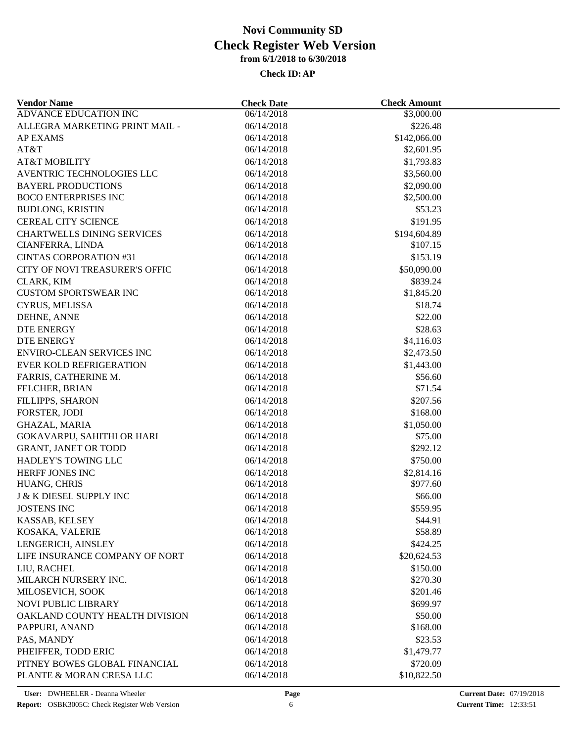# Novi Community SD
## Check Register Web Version
### from 6/1/2018 to 6/30/2018
**Check ID: AP**

| Vendor Name | Check Date | Check Amount |
|---|---|---|
| ADVANCE EDUCATION INC | 06/14/2018 | $3,000.00 |
| ALLEGRA MARKETING PRINT MAIL - | 06/14/2018 | $226.48 |
| AP EXAMS | 06/14/2018 | $142,066.00 |
| AT&T | 06/14/2018 | $2,601.95 |
| AT&T MOBILITY | 06/14/2018 | $1,793.83 |
| AVENTRIC TECHNOLOGIES LLC | 06/14/2018 | $3,560.00 |
| BAYERL PRODUCTIONS | 06/14/2018 | $2,090.00 |
| BOCO ENTERPRISES INC | 06/14/2018 | $2,500.00 |
| BUDLONG, KRISTIN | 06/14/2018 | $53.23 |
| CEREAL CITY SCIENCE | 06/14/2018 | $191.95 |
| CHARTWELLS DINING SERVICES | 06/14/2018 | $194,604.89 |
| CIANFERRA, LINDA | 06/14/2018 | $107.15 |
| CINTAS CORPORATION #31 | 06/14/2018 | $153.19 |
| CITY OF NOVI TREASURER'S OFFIC | 06/14/2018 | $50,090.00 |
| CLARK, KIM | 06/14/2018 | $839.24 |
| CUSTOM SPORTSWEAR INC | 06/14/2018 | $1,845.20 |
| CYRUS, MELISSA | 06/14/2018 | $18.74 |
| DEHNE, ANNE | 06/14/2018 | $22.00 |
| DTE ENERGY | 06/14/2018 | $28.63 |
| DTE ENERGY | 06/14/2018 | $4,116.03 |
| ENVIRO-CLEAN SERVICES INC | 06/14/2018 | $2,473.50 |
| EVER KOLD REFRIGERATION | 06/14/2018 | $1,443.00 |
| FARRIS, CATHERINE M. | 06/14/2018 | $56.60 |
| FELCHER, BRIAN | 06/14/2018 | $71.54 |
| FILLIPPS, SHARON | 06/14/2018 | $207.56 |
| FORSTER, JODI | 06/14/2018 | $168.00 |
| GHAZAL, MARIA | 06/14/2018 | $1,050.00 |
| GOKAVARPU, SAHITHI OR HARI | 06/14/2018 | $75.00 |
| GRANT, JANET OR TODD | 06/14/2018 | $292.12 |
| HADLEY'S TOWING LLC | 06/14/2018 | $750.00 |
| HERFF JONES INC | 06/14/2018 | $2,814.16 |
| HUANG, CHRIS | 06/14/2018 | $977.60 |
| J & K DIESEL SUPPLY INC | 06/14/2018 | $66.00 |
| JOSTENS INC | 06/14/2018 | $559.95 |
| KASSAB, KELSEY | 06/14/2018 | $44.91 |
| KOSAKA, VALERIE | 06/14/2018 | $58.89 |
| LENGERICH, AINSLEY | 06/14/2018 | $424.25 |
| LIFE INSURANCE COMPANY OF NORT | 06/14/2018 | $20,624.53 |
| LIU, RACHEL | 06/14/2018 | $150.00 |
| MILARCH NURSERY INC. | 06/14/2018 | $270.30 |
| MILOSEVICH, SOOK | 06/14/2018 | $201.46 |
| NOVI PUBLIC LIBRARY | 06/14/2018 | $699.97 |
| OAKLAND COUNTY HEALTH DIVISION | 06/14/2018 | $50.00 |
| PAPPURI, ANAND | 06/14/2018 | $168.00 |
| PAS, MANDY | 06/14/2018 | $23.53 |
| PHEIFFER, TODD ERIC | 06/14/2018 | $1,479.77 |
| PITNEY BOWES GLOBAL FINANCIAL | 06/14/2018 | $720.09 |
| PLANTE & MORAN CRESA LLC | 06/14/2018 | $10,822.50 |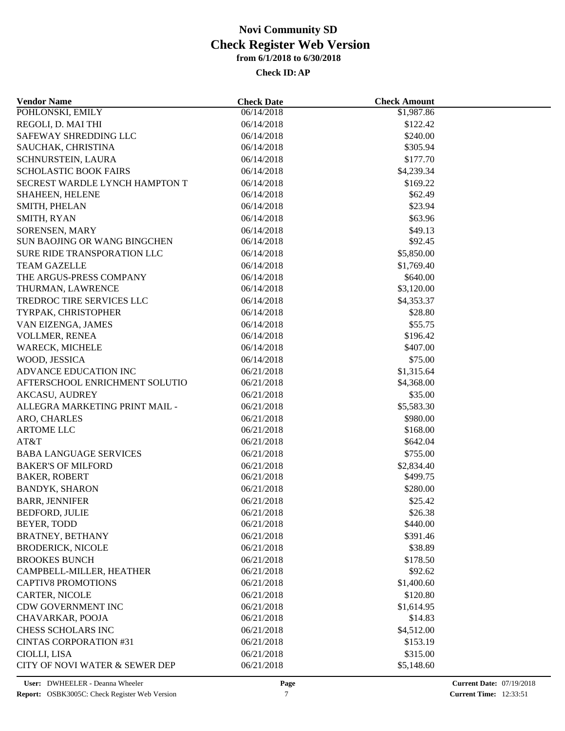# Novi Community SD
# Check Register Web Version
### from 6/1/2018 to 6/30/2018
### Check ID: AP

| Vendor Name | Check Date | Check Amount |
|---|---|---|
| POHLONSKI, EMILY | 06/14/2018 | $1,987.86 |
| REGOLI, D. MAI THI | 06/14/2018 | $122.42 |
| SAFEWAY SHREDDING LLC | 06/14/2018 | $240.00 |
| SAUCHAK, CHRISTINA | 06/14/2018 | $305.94 |
| SCHNURSTEIN, LAURA | 06/14/2018 | $177.70 |
| SCHOLASTIC BOOK FAIRS | 06/14/2018 | $4,239.34 |
| SECREST WARDLE LYNCH HAMPTON T | 06/14/2018 | $169.22 |
| SHAHEEN, HELENE | 06/14/2018 | $62.49 |
| SMITH, PHELAN | 06/14/2018 | $23.94 |
| SMITH, RYAN | 06/14/2018 | $63.96 |
| SORENSEN, MARY | 06/14/2018 | $49.13 |
| SUN BAOJING OR WANG BINGCHEN | 06/14/2018 | $92.45 |
| SURE RIDE TRANSPORATION LLC | 06/14/2018 | $5,850.00 |
| TEAM GAZELLE | 06/14/2018 | $1,769.40 |
| THE ARGUS-PRESS COMPANY | 06/14/2018 | $640.00 |
| THURMAN, LAWRENCE | 06/14/2018 | $3,120.00 |
| TREDROC TIRE SERVICES LLC | 06/14/2018 | $4,353.37 |
| TYRPAK, CHRISTOPHER | 06/14/2018 | $28.80 |
| VAN EIZENGA, JAMES | 06/14/2018 | $55.75 |
| VOLLMER, RENEA | 06/14/2018 | $196.42 |
| WARECK, MICHELE | 06/14/2018 | $407.00 |
| WOOD, JESSICA | 06/14/2018 | $75.00 |
| ADVANCE EDUCATION INC | 06/21/2018 | $1,315.64 |
| AFTERSCHOOL ENRICHMENT SOLUTIO | 06/21/2018 | $4,368.00 |
| AKCASU, AUDREY | 06/21/2018 | $35.00 |
| ALLEGRA MARKETING PRINT MAIL - | 06/21/2018 | $5,583.30 |
| ARO, CHARLES | 06/21/2018 | $980.00 |
| ARTOME LLC | 06/21/2018 | $168.00 |
| AT&T | 06/21/2018 | $642.04 |
| BABA LANGUAGE SERVICES | 06/21/2018 | $755.00 |
| BAKER'S OF MILFORD | 06/21/2018 | $2,834.40 |
| BAKER, ROBERT | 06/21/2018 | $499.75 |
| BANDYK, SHARON | 06/21/2018 | $280.00 |
| BARR, JENNIFER | 06/21/2018 | $25.42 |
| BEDFORD, JULIE | 06/21/2018 | $26.38 |
| BEYER, TODD | 06/21/2018 | $440.00 |
| BRATNEY, BETHANY | 06/21/2018 | $391.46 |
| BRODERICK, NICOLE | 06/21/2018 | $38.89 |
| BROOKES BUNCH | 06/21/2018 | $178.50 |
| CAMPBELL-MILLER, HEATHER | 06/21/2018 | $92.62 |
| CAPTIV8 PROMOTIONS | 06/21/2018 | $1,400.60 |
| CARTER, NICOLE | 06/21/2018 | $120.80 |
| CDW GOVERNMENT INC | 06/21/2018 | $1,614.95 |
| CHAVARKAR, POOJA | 06/21/2018 | $14.83 |
| CHESS SCHOLARS INC | 06/21/2018 | $4,512.00 |
| CINTAS CORPORATION #31 | 06/21/2018 | $153.19 |
| CIOLLI, LISA | 06/21/2018 | $315.00 |
| CITY OF NOVI WATER & SEWER DEP | 06/21/2018 | $5,148.60 |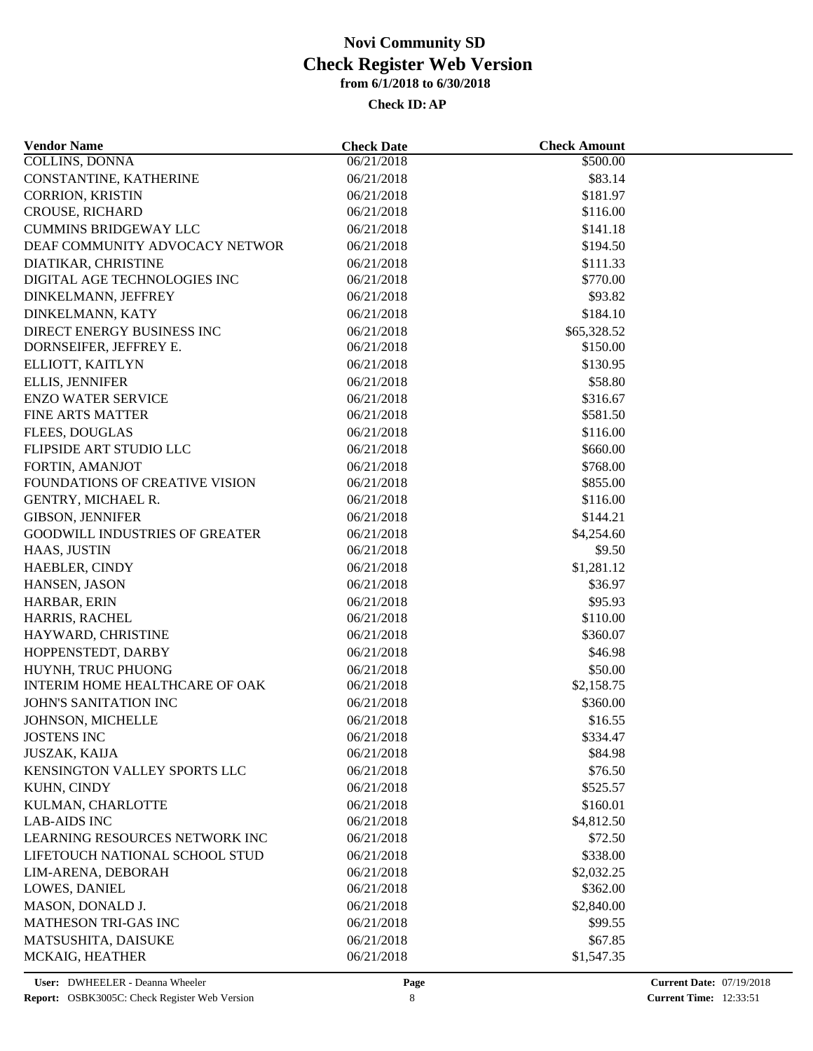# Novi Community SD
## Check Register Web Version
### from 6/1/2018 to 6/30/2018

**Check ID: AP**

| Vendor Name | Check Date | Check Amount |
|---|---|---|
| COLLINS, DONNA | 06/21/2018 | $500.00 |
| CONSTANTINE, KATHERINE | 06/21/2018 | $83.14 |
| CORRION, KRISTIN | 06/21/2018 | $181.97 |
| CROUSE, RICHARD | 06/21/2018 | $116.00 |
| CUMMINS BRIDGEWAY LLC | 06/21/2018 | $141.18 |
| DEAF COMMUNITY ADVOCACY NETWOR | 06/21/2018 | $194.50 |
| DIATIKAR, CHRISTINE | 06/21/2018 | $111.33 |
| DIGITAL AGE TECHNOLOGIES INC | 06/21/2018 | $770.00 |
| DINKELMANN, JEFFREY | 06/21/2018 | $93.82 |
| DINKELMANN, KATY | 06/21/2018 | $184.10 |
| DIRECT ENERGY BUSINESS INC | 06/21/2018 | $65,328.52 |
| DORNSEIFER, JEFFREY E. | 06/21/2018 | $150.00 |
| ELLIOTT, KAITLYN | 06/21/2018 | $130.95 |
| ELLIS, JENNIFER | 06/21/2018 | $58.80 |
| ENZO WATER SERVICE | 06/21/2018 | $316.67 |
| FINE ARTS MATTER | 06/21/2018 | $581.50 |
| FLEES, DOUGLAS | 06/21/2018 | $116.00 |
| FLIPSIDE ART STUDIO LLC | 06/21/2018 | $660.00 |
| FORTIN, AMANJOT | 06/21/2018 | $768.00 |
| FOUNDATIONS OF CREATIVE VISION | 06/21/2018 | $855.00 |
| GENTRY, MICHAEL R. | 06/21/2018 | $116.00 |
| GIBSON, JENNIFER | 06/21/2018 | $144.21 |
| GOODWILL INDUSTRIES OF GREATER | 06/21/2018 | $4,254.60 |
| HAAS, JUSTIN | 06/21/2018 | $9.50 |
| HAEBLER, CINDY | 06/21/2018 | $1,281.12 |
| HANSEN, JASON | 06/21/2018 | $36.97 |
| HARBAR, ERIN | 06/21/2018 | $95.93 |
| HARRIS, RACHEL | 06/21/2018 | $110.00 |
| HAYWARD, CHRISTINE | 06/21/2018 | $360.07 |
| HOPPENSTEDT, DARBY | 06/21/2018 | $46.98 |
| HUYNH, TRUC PHUONG | 06/21/2018 | $50.00 |
| INTERIM HOME HEALTHCARE OF OAK | 06/21/2018 | $2,158.75 |
| JOHN'S SANITATION INC | 06/21/2018 | $360.00 |
| JOHNSON, MICHELLE | 06/21/2018 | $16.55 |
| JOSTENS INC | 06/21/2018 | $334.47 |
| JUSZAK, KAIJA | 06/21/2018 | $84.98 |
| KENSINGTON VALLEY SPORTS LLC | 06/21/2018 | $76.50 |
| KUHN, CINDY | 06/21/2018 | $525.57 |
| KULMAN, CHARLOTTE | 06/21/2018 | $160.01 |
| LAB-AIDS INC | 06/21/2018 | $4,812.50 |
| LEARNING RESOURCES NETWORK INC | 06/21/2018 | $72.50 |
| LIFETOUCH NATIONAL SCHOOL STUD | 06/21/2018 | $338.00 |
| LIM-ARENA, DEBORAH | 06/21/2018 | $2,032.25 |
| LOWES, DANIEL | 06/21/2018 | $362.00 |
| MASON, DONALD J. | 06/21/2018 | $2,840.00 |
| MATHESON TRI-GAS INC | 06/21/2018 | $99.55 |
| MATSUSHITA, DAISUKE | 06/21/2018 | $67.85 |
| MCKAIG, HEATHER | 06/21/2018 | $1,547.35 |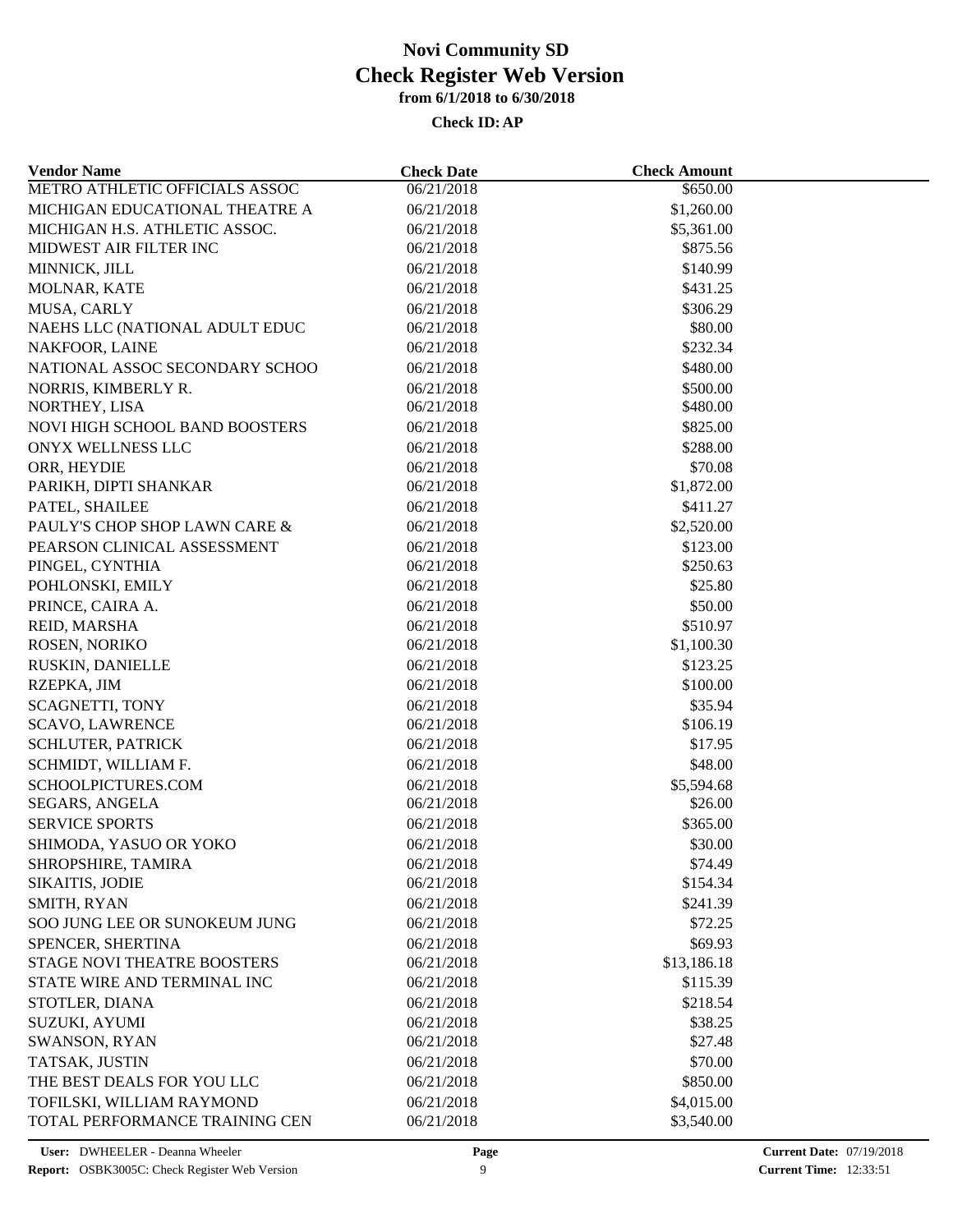# Novi Community SD
## Check Register Web Version
### from 6/1/2018 to 6/30/2018

**Check ID: AP**

| Vendor Name | Check Date | Check Amount |
|---|---|---|
| METRO ATHLETIC OFFICIALS ASSOC | 06/21/2018 | $650.00 |
| MICHIGAN EDUCATIONAL THEATRE A | 06/21/2018 | $1,260.00 |
| MICHIGAN H.S. ATHLETIC ASSOC. | 06/21/2018 | $5,361.00 |
| MIDWEST AIR FILTER INC | 06/21/2018 | $875.56 |
| MINNICK, JILL | 06/21/2018 | $140.99 |
| MOLNAR, KATE | 06/21/2018 | $431.25 |
| MUSA, CARLY | 06/21/2018 | $306.29 |
| NAEHS LLC (NATIONAL ADULT EDUC | 06/21/2018 | $80.00 |
| NAKFOOR, LAINE | 06/21/2018 | $232.34 |
| NATIONAL ASSOC SECONDARY SCHOO | 06/21/2018 | $480.00 |
| NORRIS, KIMBERLY R. | 06/21/2018 | $500.00 |
| NORTHEY, LISA | 06/21/2018 | $480.00 |
| NOVI HIGH SCHOOL BAND BOOSTERS | 06/21/2018 | $825.00 |
| ONYX WELLNESS LLC | 06/21/2018 | $288.00 |
| ORR, HEYDIE | 06/21/2018 | $70.08 |
| PARIKH, DIPTI SHANKAR | 06/21/2018 | $1,872.00 |
| PATEL, SHAILEE | 06/21/2018 | $411.27 |
| PAULY'S CHOP SHOP LAWN CARE & | 06/21/2018 | $2,520.00 |
| PEARSON CLINICAL ASSESSMENT | 06/21/2018 | $123.00 |
| PINGEL, CYNTHIA | 06/21/2018 | $250.63 |
| POHLONSKI, EMILY | 06/21/2018 | $25.80 |
| PRINCE, CAIRA A. | 06/21/2018 | $50.00 |
| REID, MARSHA | 06/21/2018 | $510.97 |
| ROSEN, NORIKO | 06/21/2018 | $1,100.30 |
| RUSKIN, DANIELLE | 06/21/2018 | $123.25 |
| RZEPKA, JIM | 06/21/2018 | $100.00 |
| SCAGNETTI, TONY | 06/21/2018 | $35.94 |
| SCAVO, LAWRENCE | 06/21/2018 | $106.19 |
| SCHLUTER, PATRICK | 06/21/2018 | $17.95 |
| SCHMIDT, WILLIAM F. | 06/21/2018 | $48.00 |
| SCHOOLPICTURES.COM | 06/21/2018 | $5,594.68 |
| SEGARS, ANGELA | 06/21/2018 | $26.00 |
| SERVICE SPORTS | 06/21/2018 | $365.00 |
| SHIMODA, YASUO OR YOKO | 06/21/2018 | $30.00 |
| SHROPSHIRE, TAMIRA | 06/21/2018 | $74.49 |
| SIKAITIS, JODIE | 06/21/2018 | $154.34 |
| SMITH, RYAN | 06/21/2018 | $241.39 |
| SOO JUNG LEE OR SUNOKEUM JUNG | 06/21/2018 | $72.25 |
| SPENCER, SHERTINA | 06/21/2018 | $69.93 |
| STAGE NOVI THEATRE BOOSTERS | 06/21/2018 | $13,186.18 |
| STATE WIRE AND TERMINAL INC | 06/21/2018 | $115.39 |
| STOTLER, DIANA | 06/21/2018 | $218.54 |
| SUZUKI, AYUMI | 06/21/2018 | $38.25 |
| SWANSON, RYAN | 06/21/2018 | $27.48 |
| TATSAK, JUSTIN | 06/21/2018 | $70.00 |
| THE BEST DEALS FOR YOU LLC | 06/21/2018 | $850.00 |
| TOFILSKI, WILLIAM RAYMOND | 06/21/2018 | $4,015.00 |
| TOTAL PERFORMANCE TRAINING CEN | 06/21/2018 | $3,540.00 |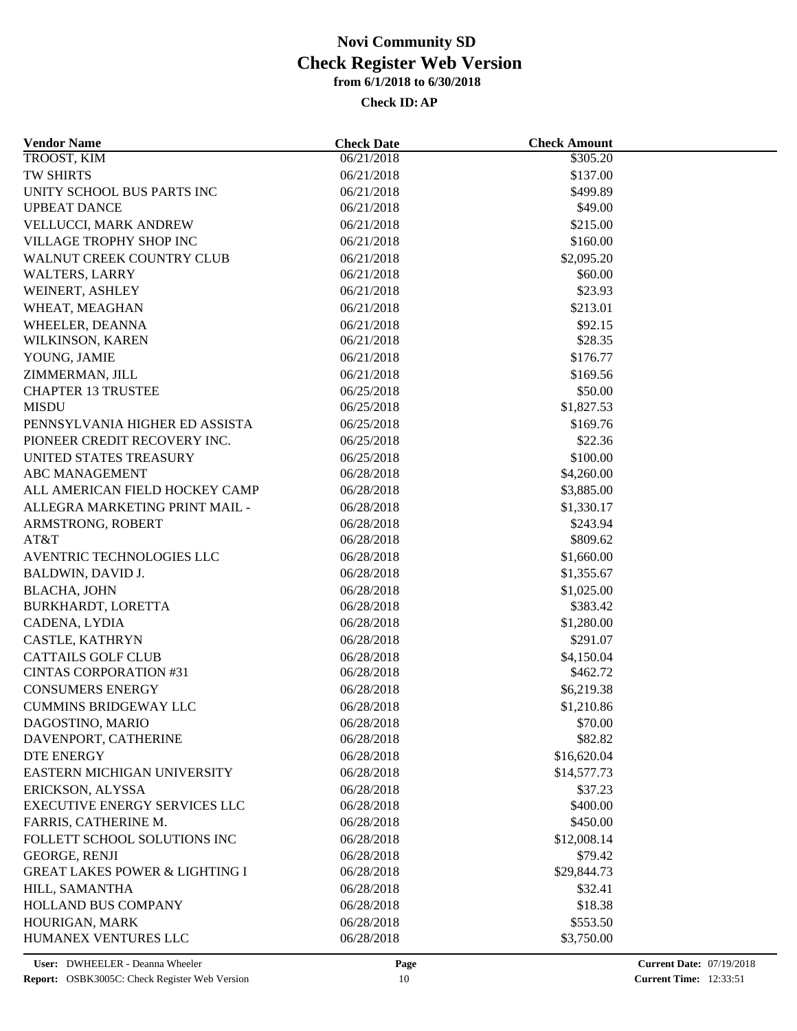# Novi Community SD
## Check Register Web Version
### from 6/1/2018 to 6/30/2018

**Check ID: AP**

| Vendor Name | Check Date | Check Amount |
|---|---|---|
| TROOST, KIM | 06/21/2018 | $305.20 |
| TW SHIRTS | 06/21/2018 | $137.00 |
| UNITY SCHOOL BUS PARTS INC | 06/21/2018 | $499.89 |
| UPBEAT DANCE | 06/21/2018 | $49.00 |
| VELLUCCI, MARK ANDREW | 06/21/2018 | $215.00 |
| VILLAGE TROPHY SHOP INC | 06/21/2018 | $160.00 |
| WALNUT CREEK COUNTRY CLUB | 06/21/2018 | $2,095.20 |
| WALTERS, LARRY | 06/21/2018 | $60.00 |
| WEINERT, ASHLEY | 06/21/2018 | $23.93 |
| WHEAT, MEAGHAN | 06/21/2018 | $213.01 |
| WHEELER, DEANNA | 06/21/2018 | $92.15 |
| WILKINSON, KAREN | 06/21/2018 | $28.35 |
| YOUNG, JAMIE | 06/21/2018 | $176.77 |
| ZIMMERMAN, JILL | 06/21/2018 | $169.56 |
| CHAPTER 13 TRUSTEE | 06/25/2018 | $50.00 |
| MISDU | 06/25/2018 | $1,827.53 |
| PENNSYLVANIA HIGHER ED ASSISTA | 06/25/2018 | $169.76 |
| PIONEER CREDIT RECOVERY INC. | 06/25/2018 | $22.36 |
| UNITED STATES TREASURY | 06/25/2018 | $100.00 |
| ABC MANAGEMENT | 06/28/2018 | $4,260.00 |
| ALL AMERICAN FIELD HOCKEY CAMP | 06/28/2018 | $3,885.00 |
| ALLEGRA MARKETING PRINT MAIL - | 06/28/2018 | $1,330.17 |
| ARMSTRONG, ROBERT | 06/28/2018 | $243.94 |
| AT&T | 06/28/2018 | $809.62 |
| AVENTRIC TECHNOLOGIES LLC | 06/28/2018 | $1,660.00 |
| BALDWIN, DAVID J. | 06/28/2018 | $1,355.67 |
| BLACHA, JOHN | 06/28/2018 | $1,025.00 |
| BURKHARDT, LORETTA | 06/28/2018 | $383.42 |
| CADENA, LYDIA | 06/28/2018 | $1,280.00 |
| CASTLE, KATHRYN | 06/28/2018 | $291.07 |
| CATTAILS GOLF CLUB | 06/28/2018 | $4,150.04 |
| CINTAS CORPORATION #31 | 06/28/2018 | $462.72 |
| CONSUMERS ENERGY | 06/28/2018 | $6,219.38 |
| CUMMINS BRIDGEWAY LLC | 06/28/2018 | $1,210.86 |
| DAGOSTINO, MARIO | 06/28/2018 | $70.00 |
| DAVENPORT, CATHERINE | 06/28/2018 | $82.82 |
| DTE ENERGY | 06/28/2018 | $16,620.04 |
| EASTERN MICHIGAN UNIVERSITY | 06/28/2018 | $14,577.73 |
| ERICKSON, ALYSSA | 06/28/2018 | $37.23 |
| EXECUTIVE ENERGY SERVICES LLC | 06/28/2018 | $400.00 |
| FARRIS, CATHERINE M. | 06/28/2018 | $450.00 |
| FOLLETT SCHOOL SOLUTIONS INC | 06/28/2018 | $12,008.14 |
| GEORGE, RENJI | 06/28/2018 | $79.42 |
| GREAT LAKES POWER & LIGHTING I | 06/28/2018 | $29,844.73 |
| HILL, SAMANTHA | 06/28/2018 | $32.41 |
| HOLLAND BUS COMPANY | 06/28/2018 | $18.38 |
| HOURIGAN, MARK | 06/28/2018 | $553.50 |
| HUMANEX VENTURES LLC | 06/28/2018 | $3,750.00 |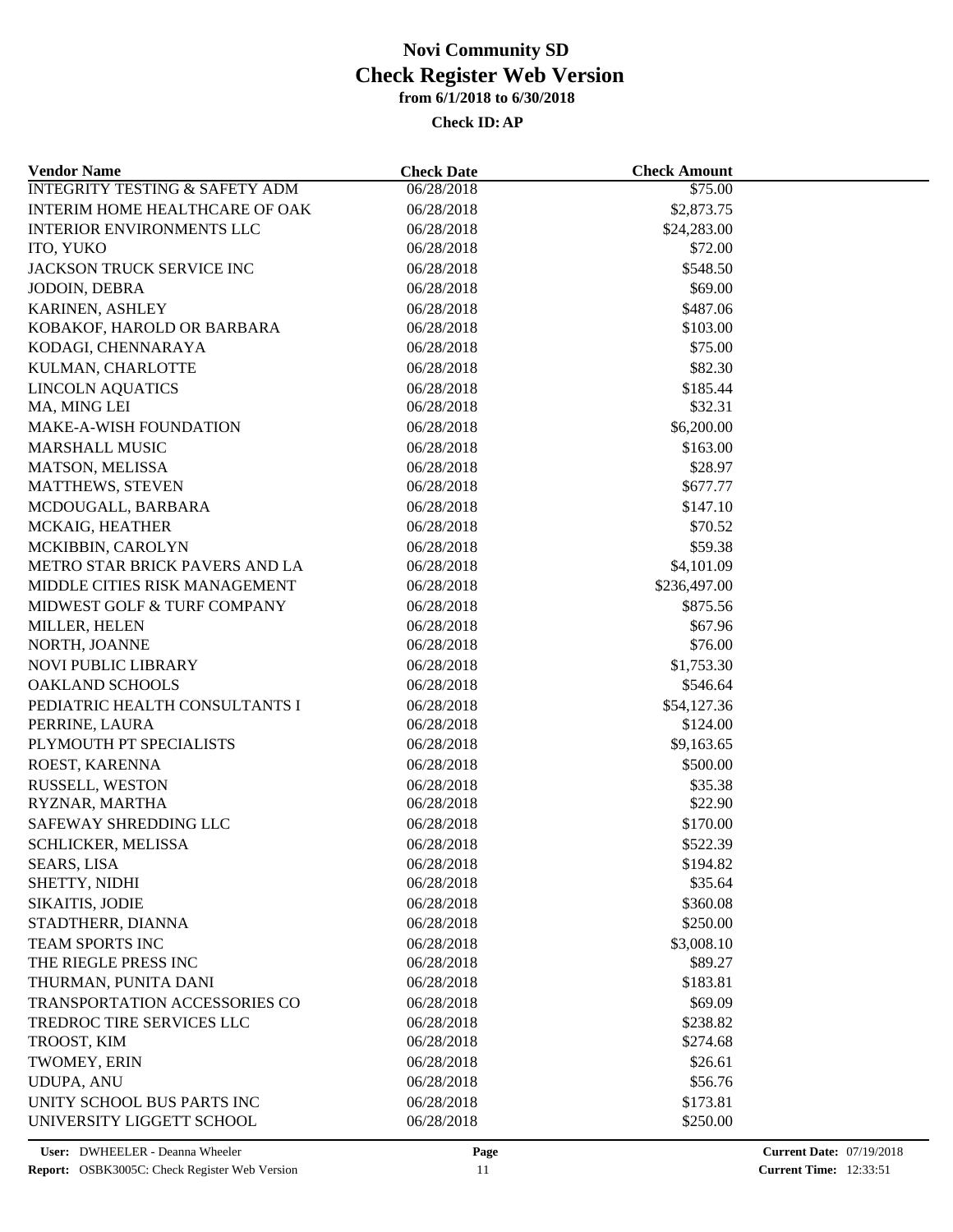# Novi Community SD
## Check Register Web Version
### from 6/1/2018 to 6/30/2018

**Check ID: AP**

| Vendor Name | Check Date | Check Amount |
|---|---|---|
| INTEGRITY TESTING & SAFETY ADM | 06/28/2018 | $75.00 |
| INTERIM HOME HEALTHCARE OF OAK | 06/28/2018 | $2,873.75 |
| INTERIOR ENVIRONMENTS LLC | 06/28/2018 | $24,283.00 |
| ITO, YUKO | 06/28/2018 | $72.00 |
| JACKSON TRUCK SERVICE INC | 06/28/2018 | $548.50 |
| JODOIN, DEBRA | 06/28/2018 | $69.00 |
| KARINEN, ASHLEY | 06/28/2018 | $487.06 |
| KOBAKOF, HAROLD OR BARBARA | 06/28/2018 | $103.00 |
| KODAGI, CHENNARAYA | 06/28/2018 | $75.00 |
| KULMAN, CHARLOTTE | 06/28/2018 | $82.30 |
| LINCOLN AQUATICS | 06/28/2018 | $185.44 |
| MA, MING LEI | 06/28/2018 | $32.31 |
| MAKE-A-WISH FOUNDATION | 06/28/2018 | $6,200.00 |
| MARSHALL MUSIC | 06/28/2018 | $163.00 |
| MATSON, MELISSA | 06/28/2018 | $28.97 |
| MATTHEWS, STEVEN | 06/28/2018 | $677.77 |
| MCDOUGALL, BARBARA | 06/28/2018 | $147.10 |
| MCKAIG, HEATHER | 06/28/2018 | $70.52 |
| MCKIBBIN, CAROLYN | 06/28/2018 | $59.38 |
| METRO STAR BRICK PAVERS AND LA | 06/28/2018 | $4,101.09 |
| MIDDLE CITIES RISK MANAGEMENT | 06/28/2018 | $236,497.00 |
| MIDWEST GOLF & TURF COMPANY | 06/28/2018 | $875.56 |
| MILLER, HELEN | 06/28/2018 | $67.96 |
| NORTH, JOANNE | 06/28/2018 | $76.00 |
| NOVI PUBLIC LIBRARY | 06/28/2018 | $1,753.30 |
| OAKLAND SCHOOLS | 06/28/2018 | $546.64 |
| PEDIATRIC HEALTH CONSULTANTS I | 06/28/2018 | $54,127.36 |
| PERRINE, LAURA | 06/28/2018 | $124.00 |
| PLYMOUTH PT SPECIALISTS | 06/28/2018 | $9,163.65 |
| ROEST, KARENNA | 06/28/2018 | $500.00 |
| RUSSELL, WESTON | 06/28/2018 | $35.38 |
| RYZNAR, MARTHA | 06/28/2018 | $22.90 |
| SAFEWAY SHREDDING LLC | 06/28/2018 | $170.00 |
| SCHLICKER, MELISSA | 06/28/2018 | $522.39 |
| SEARS, LISA | 06/28/2018 | $194.82 |
| SHETTY, NIDHI | 06/28/2018 | $35.64 |
| SIKAITIS, JODIE | 06/28/2018 | $360.08 |
| STADTHERR, DIANNA | 06/28/2018 | $250.00 |
| TEAM SPORTS INC | 06/28/2018 | $3,008.10 |
| THE RIEGLE PRESS INC | 06/28/2018 | $89.27 |
| THURMAN, PUNITA DANI | 06/28/2018 | $183.81 |
| TRANSPORTATION ACCESSORIES CO | 06/28/2018 | $69.09 |
| TREDROC TIRE SERVICES LLC | 06/28/2018 | $238.82 |
| TROOST, KIM | 06/28/2018 | $274.68 |
| TWOMEY, ERIN | 06/28/2018 | $26.61 |
| UDUPA, ANU | 06/28/2018 | $56.76 |
| UNITY SCHOOL BUS PARTS INC | 06/28/2018 | $173.81 |
| UNIVERSITY LIGGETT SCHOOL | 06/28/2018 | $250.00 |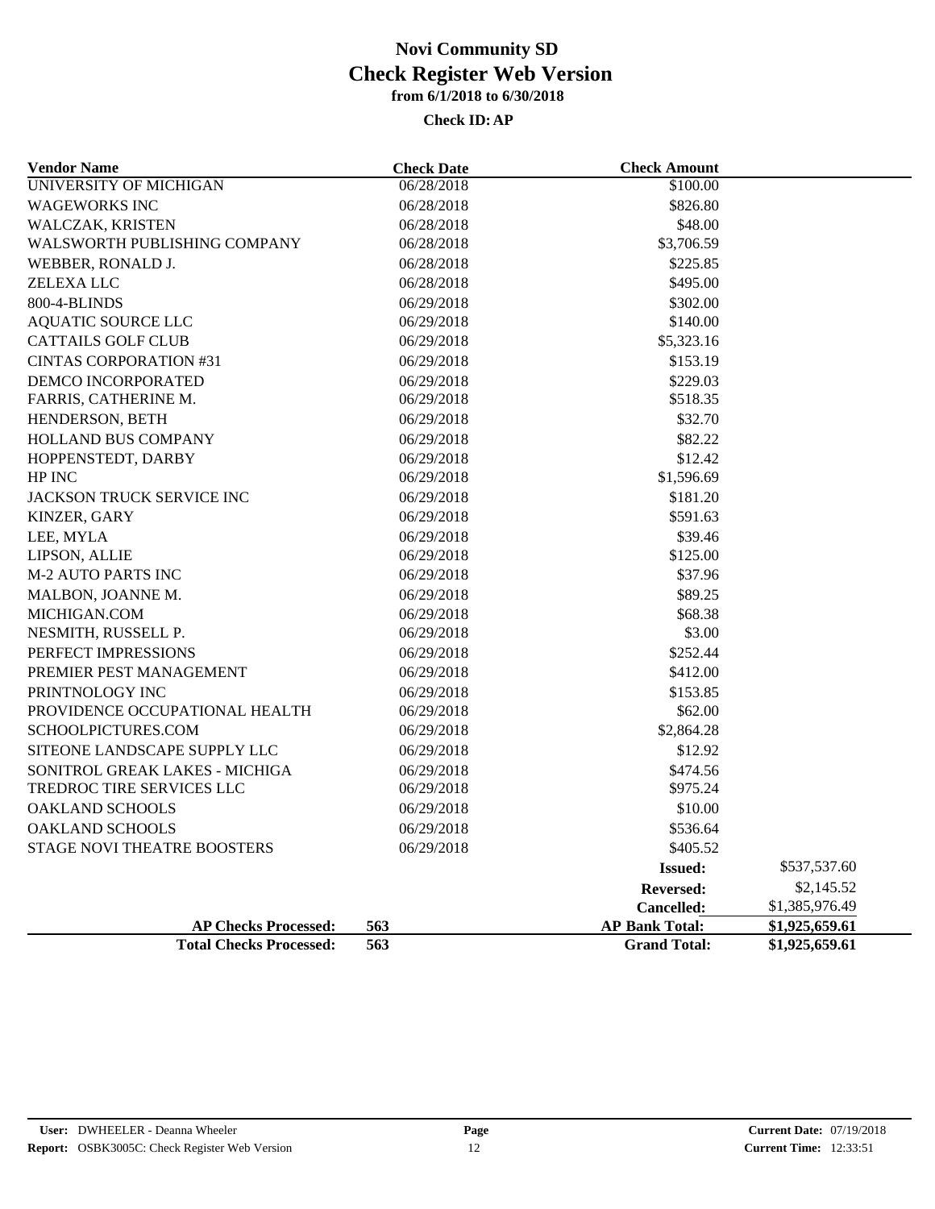# Novi Community SD

# Check Register Web Version

### from 6/1/2018 to 6/30/2018

### Check ID: AP

| Vendor Name | Check Date | Check Amount | |
|---|---|---|---|
| UNIVERSITY OF MICHIGAN | 06/28/2018 | $100.00 | |
| WAGEWORKS INC | 06/28/2018 | $826.80 | |
| WALCZAK, KRISTEN | 06/28/2018 | $48.00 | |
| WALSWORTH PUBLISHING COMPANY | 06/28/2018 | $3,706.59 | |
| WEBBER, RONALD J. | 06/28/2018 | $225.85 | |
| ZELEXA LLC | 06/28/2018 | $495.00 | |
| 800-4-BLINDS | 06/29/2018 | $302.00 | |
| AQUATIC SOURCE LLC | 06/29/2018 | $140.00 | |
| CATTAILS GOLF CLUB | 06/29/2018 | $5,323.16 | |
| CINTAS CORPORATION #31 | 06/29/2018 | $153.19 | |
| DEMCO INCORPORATED | 06/29/2018 | $229.03 | |
| FARRIS, CATHERINE M. | 06/29/2018 | $518.35 | |
| HENDERSON, BETH | 06/29/2018 | $32.70 | |
| HOLLAND BUS COMPANY | 06/29/2018 | $82.22 | |
| HOPPENSTEDT, DARBY | 06/29/2018 | $12.42 | |
| HP INC | 06/29/2018 | $1,596.69 | |
| JACKSON TRUCK SERVICE INC | 06/29/2018 | $181.20 | |
| KINZER, GARY | 06/29/2018 | $591.63 | |
| LEE, MYLA | 06/29/2018 | $39.46 | |
| LIPSON, ALLIE | 06/29/2018 | $125.00 | |
| M-2 AUTO PARTS INC | 06/29/2018 | $37.96 | |
| MALBON, JOANNE M. | 06/29/2018 | $89.25 | |
| MICHIGAN.COM | 06/29/2018 | $68.38 | |
| NESMITH, RUSSELL P. | 06/29/2018 | $3.00 | |
| PERFECT IMPRESSIONS | 06/29/2018 | $252.44 | |
| PREMIER PEST MANAGEMENT | 06/29/2018 | $412.00 | |
| PRINTNOLOGY INC | 06/29/2018 | $153.85 | |
| PROVIDENCE OCCUPATIONAL HEALTH | 06/29/2018 | $62.00 | |
| SCHOOLPICTURES.COM | 06/29/2018 | $2,864.28 | |
| SITEONE LANDSCAPE SUPPLY LLC | 06/29/2018 | $12.92 | |
| SONITROL GREAK LAKES - MICHIGA | 06/29/2018 | $474.56 | |
| TREDROC TIRE SERVICES LLC | 06/29/2018 | $975.24 | |
| OAKLAND SCHOOLS | 06/29/2018 | $10.00 | |
| OAKLAND SCHOOLS | 06/29/2018 | $536.64 | |
| STAGE NOVI THEATRE BOOSTERS | 06/29/2018 | $405.52 | |
| | | **Issued:** | $537,537.60 |
| | | **Reversed:** | $2,145.52 |
| | | **Cancelled:** | $1,385,976.49 |
| **AP Checks Processed:** | **563** | **AP Bank Total:** | **$1,925,659.61** |
| **Total Checks Processed:** | **563** | **Grand Total:** | **$1,925,659.61** |

**User:** DWHEELER - Deanna Wheeler
**Report:** OSBK3005C: Check Register Web Version
**Current Date:** 07/19/2018
**Current Time:** 12:33:51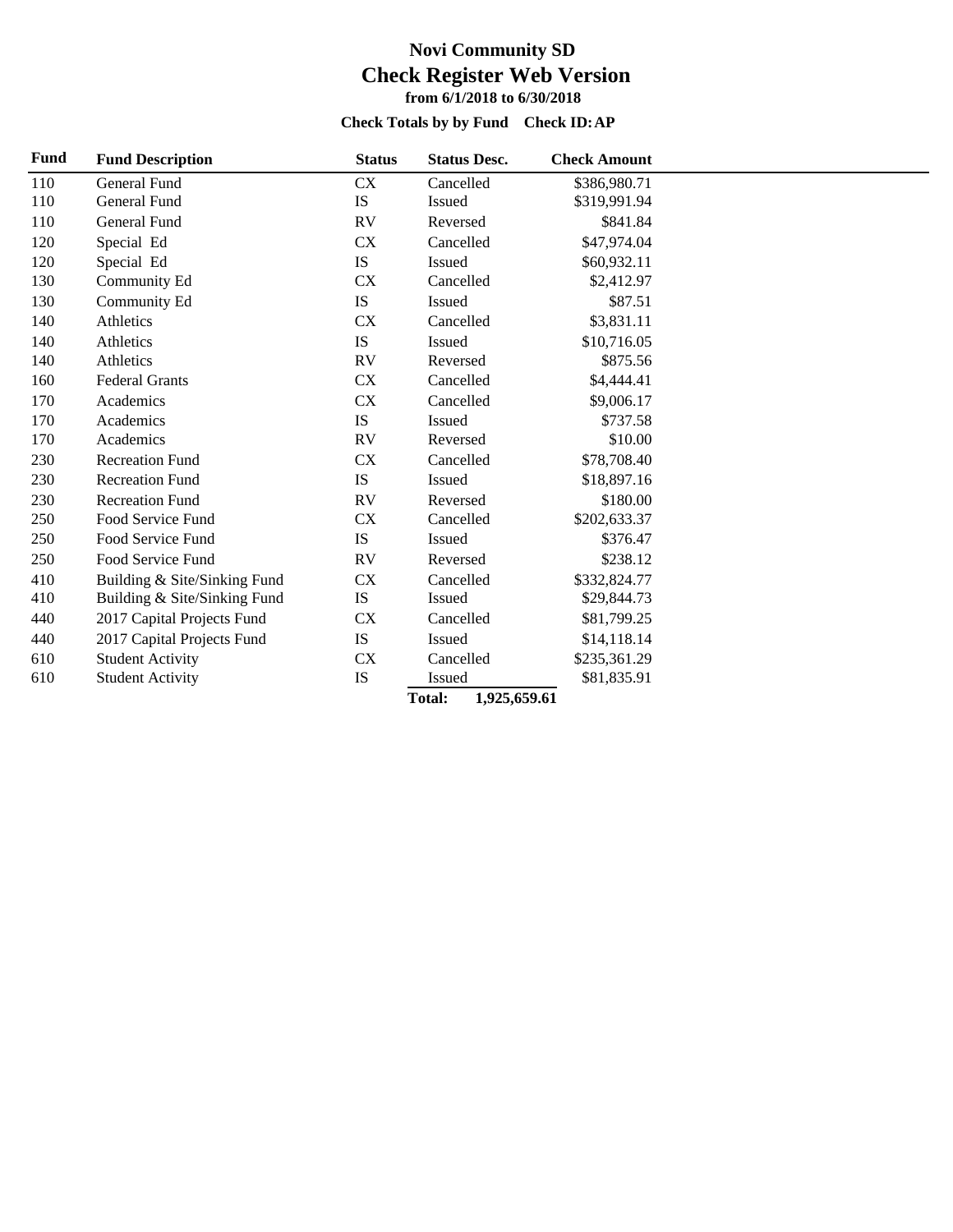# Novi Community SD

## Check Register Web Version

**from 6/1/2018 to 6/30/2018**

**Check Totals by by Fund    Check ID: AP**

| Fund | Fund Description | Status | Status Desc. | Check Amount |
|---|---|---|---|---|
| 110 | General Fund | CX | Cancelled | $386,980.71 |
| 110 | General Fund | IS | Issued | $319,991.94 |
| 110 | General Fund | RV | Reversed | $841.84 |
| 120 | Special Ed | CX | Cancelled | $47,974.04 |
| 120 | Special Ed | IS | Issued | $60,932.11 |
| 130 | Community Ed | CX | Cancelled | $2,412.97 |
| 130 | Community Ed | IS | Issued | $87.51 |
| 140 | Athletics | CX | Cancelled | $3,831.11 |
| 140 | Athletics | IS | Issued | $10,716.05 |
| 140 | Athletics | RV | Reversed | $875.56 |
| 160 | Federal Grants | CX | Cancelled | $4,444.41 |
| 170 | Academics | CX | Cancelled | $9,006.17 |
| 170 | Academics | IS | Issued | $737.58 |
| 170 | Academics | RV | Reversed | $10.00 |
| 230 | Recreation Fund | CX | Cancelled | $78,708.40 |
| 230 | Recreation Fund | IS | Issued | $18,897.16 |
| 230 | Recreation Fund | RV | Reversed | $180.00 |
| 250 | Food Service Fund | CX | Cancelled | $202,633.37 |
| 250 | Food Service Fund | IS | Issued | $376.47 |
| 250 | Food Service Fund | RV | Reversed | $238.12 |
| 410 | Building & Site/Sinking Fund | CX | Cancelled | $332,824.77 |
| 410 | Building & Site/Sinking Fund | IS | Issued | $29,844.73 |
| 440 | 2017 Capital Projects Fund | CX | Cancelled | $81,799.25 |
| 440 | 2017 Capital Projects Fund | IS | Issued | $14,118.14 |
| 610 | Student Activity | CX | Cancelled | $235,361.29 |
| 610 | Student Activity | IS | Issued | $81,835.91 |
| | | | **Total:** | **1,925,659.61** |